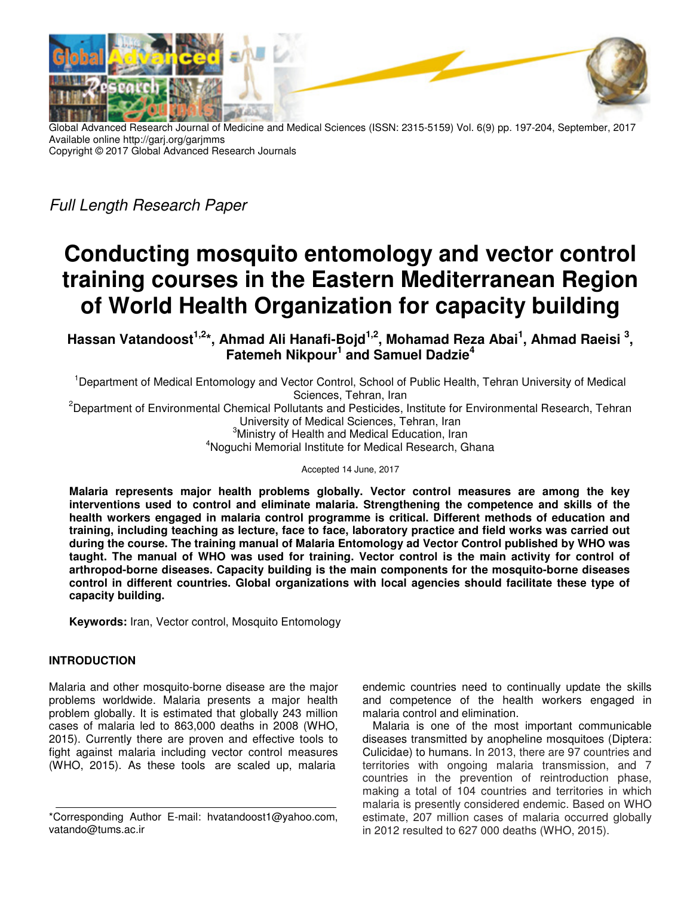Global Advanced Research Journal of Medicine and Medical Sciences (ISSN: 2315-5159) Vol. 6(9) pp. 197-204, September, 2017
Available online http://garj.org/garjmms
Copyright © 2017 Global Advanced Research Journals

*Full Length Research Paper*

# Conducting mosquito entomology and vector control training courses in the Eastern Mediterranean Region of World Health Organization for capacity building

**Hassan Vatandoost[1,2]*, Ahmad Ali Hanafi-Bojd[1,2], Mohamad Reza Abai[1], Ahmad Raeisi [3], Fatemeh Nikpour[1] and Samuel Dadzie[4]**

[1]Department of Medical Entomology and Vector Control, School of Public Health, Tehran University of Medical Sciences, Tehran, Iran

[2]Department of Environmental Chemical Pollutants and Pesticides, Institute for Environmental Research, Tehran University of Medical Sciences, Tehran, Iran

[3]Ministry of Health and Medical Education, Iran

[4]Noguchi Memorial Institute for Medical Research, Ghana

Accepted 14 June, 2017

**Malaria represents major health problems globally. Vector control measures are among the key interventions used to control and eliminate malaria. Strengthening the competence and skills of the health workers engaged in malaria control programme is critical. Different methods of education and training, including teaching as lecture, face to face, laboratory practice and field works was carried out during the course. The training manual of Malaria Entomology ad Vector Control published by WHO was taught. The manual of WHO was used for training. Vector control is the main activity for control of arthropod-borne diseases. Capacity building is the main components for the mosquito-borne diseases control in different countries. Global organizations with local agencies should facilitate these type of capacity building.**

**Keywords:** Iran, Vector control, Mosquito Entomology

## INTRODUCTION

Malaria and other mosquito-borne disease are the major problems worldwide. Malaria presents a major health problem globally. It is estimated that globally 243 million cases of malaria led to 863,000 deaths in 2008 (WHO, 2015). Currently there are proven and effective tools to fight against malaria including vector control measures (WHO, 2015). As these tools are scaled up, malaria endemic countries need to continually update the skills and competence of the health workers engaged in malaria control and elimination.

Malaria is one of the most important communicable diseases transmitted by anopheline mosquitoes (Diptera: Culicidae) to humans. In 2013, there are 97 countries and territories with ongoing malaria transmission, and 7 countries in the prevention of reintroduction phase, making a total of 104 countries and territories in which malaria is presently considered endemic. Based on WHO estimate, 207 million cases of malaria occurred globally in 2012 resulted to 627 000 deaths (WHO, 2015).

*Corresponding Author E-mail: hvatandoost1@yahoo.com, vatando@tums.ac.ir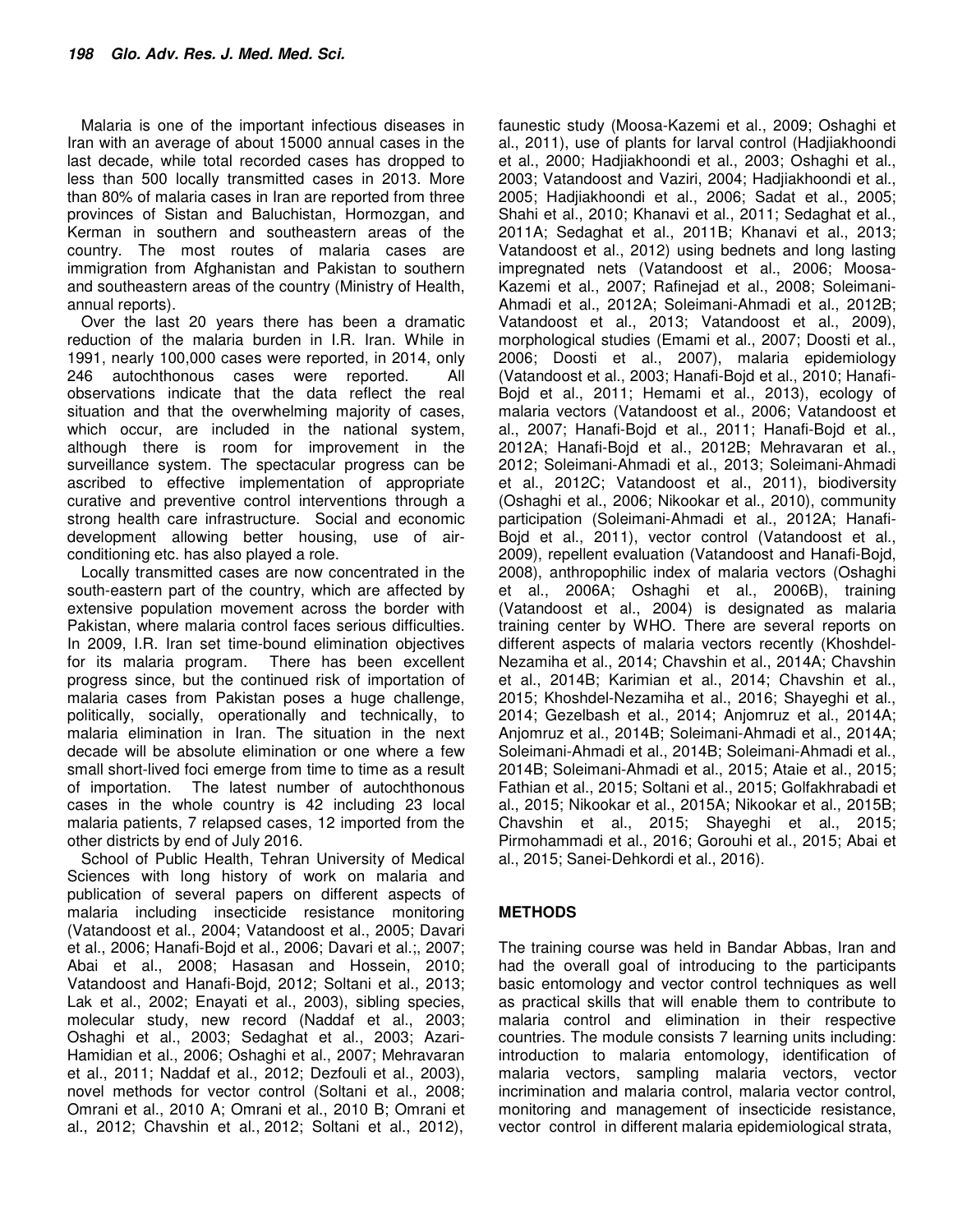Malaria is one of the important infectious diseases in Iran with an average of about 15000 annual cases in the last decade, while total recorded cases has dropped to less than 500 locally transmitted cases in 2013. More than 80% of malaria cases in Iran are reported from three provinces of Sistan and Baluchistan, Hormozgan, and Kerman in southern and southeastern areas of the country. The most routes of malaria cases are immigration from Afghanistan and Pakistan to southern and southeastern areas of the country (Ministry of Health, annual reports).

Over the last 20 years there has been a dramatic reduction of the malaria burden in I.R. Iran. While in 1991, nearly 100,000 cases were reported, in 2014, only 246 autochthonous cases were reported. All observations indicate that the data reflect the real situation and that the overwhelming majority of cases, which occur, are included in the national system, although there is room for improvement in the surveillance system. The spectacular progress can be ascribed to effective implementation of appropriate curative and preventive control interventions through a strong health care infrastructure. Social and economic development allowing better housing, use of air-conditioning etc. has also played a role.

Locally transmitted cases are now concentrated in the south-eastern part of the country, which are affected by extensive population movement across the border with Pakistan, where malaria control faces serious difficulties. In 2009, I.R. Iran set time-bound elimination objectives for its malaria program. There has been excellent progress since, but the continued risk of importation of malaria cases from Pakistan poses a huge challenge, politically, socially, operationally and technically, to malaria elimination in Iran. The situation in the next decade will be absolute elimination or one where a few small short-lived foci emerge from time to time as a result of importation. The latest number of autochthonous cases in the whole country is 42 including 23 local malaria patients, 7 relapsed cases, 12 imported from the other districts by end of July 2016.

School of Public Health, Tehran University of Medical Sciences with long history of work on malaria and publication of several papers on different aspects of malaria including insecticide resistance monitoring (Vatandoost et al., 2004; Vatandoost et al., 2005; Davari et al., 2006; Hanafi-Bojd et al., 2006; Davari et al.;, 2007; Abai et al., 2008; Hasasan and Hossein, 2010; Vatandoost and Hanafi-Bojd, 2012; Soltani et al., 2013; Lak et al., 2002; Enayati et al., 2003), sibling species, molecular study, new record (Naddaf et al., 2003; Oshaghi et al., 2003; Sedaghat et al., 2003; Azari-Hamidian et al., 2006; Oshaghi et al., 2007; Mehravaran et al., 2011; Naddaf et al., 2012; Dezfouli et al., 2003), novel methods for vector control (Soltani et al., 2008; Omrani et al., 2010 A; Omrani et al., 2010 B; Omrani et al., 2012; Chavshin et al., 2012; Soltani et al., 2012), faunestic study (Moosa-Kazemi et al., 2009; Oshaghi et al., 2011), use of plants for larval control (Hadjiakhoondi et al., 2000; Hadjiakhoondi et al., 2003; Oshaghi et al., 2003; Vatandoost and Vaziri, 2004; Hadjiakhoondi et al., 2005; Hadjiakhoondi et al., 2006; Sadat et al., 2005; Shahi et al., 2010; Khanavi et al., 2011; Sedaghat et al., 2011A; Sedaghat et al., 2011B; Khanavi et al., 2013; Vatandoost et al., 2012) using bednets and long lasting impregnated nets (Vatandoost et al., 2006; Moosa-Kazemi et al., 2007; Rafinejad et al., 2008; Soleimani-Ahmadi et al., 2012A; Soleimani-Ahmadi et al., 2012B; Vatandoost et al., 2013; Vatandoost et al., 2009), morphological studies (Emami et al., 2007; Doosti et al., 2006; Doosti et al., 2007), malaria epidemiology (Vatandoost et al., 2003; Hanafi-Bojd et al., 2010; Hanafi-Bojd et al., 2011; Hemami et al., 2013), ecology of malaria vectors (Vatandoost et al., 2006; Vatandoost et al., 2007; Hanafi-Bojd et al., 2011; Hanafi-Bojd et al., 2012A; Hanafi-Bojd et al., 2012B; Mehravaran et al., 2012; Soleimani-Ahmadi et al., 2013; Soleimani-Ahmadi et al., 2012C; Vatandoost et al., 2011), biodiversity (Oshaghi et al., 2006; Nikookar et al., 2010), community participation (Soleimani-Ahmadi et al., 2012A; Hanafi-Bojd et al., 2011), vector control (Vatandoost et al., 2009), repellent evaluation (Vatandoost and Hanafi-Bojd, 2008), anthropophilic index of malaria vectors (Oshaghi et al., 2006A; Oshaghi et al., 2006B), training (Vatandoost et al., 2004) is designated as malaria training center by WHO. There are several reports on different aspects of malaria vectors recently (Khoshdel-Nezamiha et al., 2014; Chavshin et al., 2014A; Chavshin et al., 2014B; Karimian et al., 2014; Chavshin et al., 2015; Khoshdel-Nezamiha et al., 2016; Shayeghi et al., 2014; Gezelbash et al., 2014; Anjomruz et al., 2014A; Anjomruz et al., 2014B; Soleimani-Ahmadi et al., 2014A; Soleimani-Ahmadi et al., 2014B; Soleimani-Ahmadi et al., 2014B; Soleimani-Ahmadi et al., 2015; Ataie et al., 2015; Fathian et al., 2015; Soltani et al., 2015; Golfakhrabadi et al., 2015; Nikookar et al., 2015A; Nikookar et al., 2015B; Chavshin et al., 2015; Shayeghi et al., 2015; Pirmohammadi et al., 2016; Gorouhi et al., 2015; Abai et al., 2015; Sanei-Dehkordi et al., 2016).

## METHODS

The training course was held in Bandar Abbas, Iran and had the overall goal of introducing to the participants basic entomology and vector control techniques as well as practical skills that will enable them to contribute to malaria control and elimination in their respective countries. The module consists 7 learning units including: introduction to malaria entomology, identification of malaria vectors, sampling malaria vectors, vector incrimination and malaria control, malaria vector control, monitoring and management of insecticide resistance, vector control in different malaria epidemiological strata,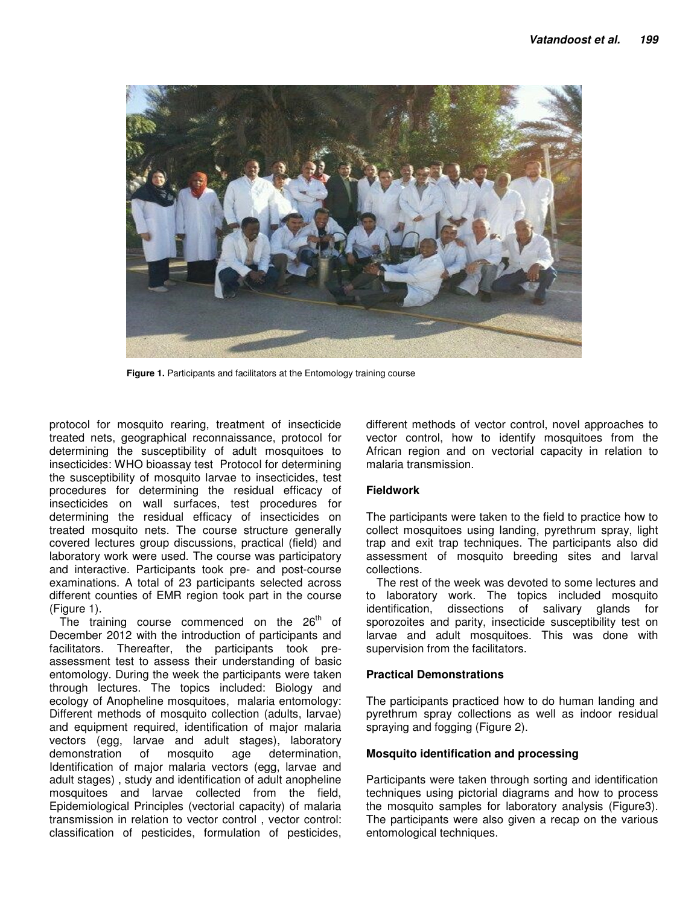Figure 1. Participants and facilitators at the Entomology training course

protocol for mosquito rearing, treatment of insecticide treated nets, geographical reconnaissance, protocol for determining the susceptibility of adult mosquitoes to insecticides: WHO bioassay test Protocol for determining the susceptibility of mosquito larvae to insecticides, test procedures for determining the residual efficacy of insecticides on wall surfaces, test procedures for determining the residual efficacy of insecticides on treated mosquito nets. The course structure generally covered lectures group discussions, practical (field) and laboratory work were used. The course was participatory and interactive. Participants took pre- and post-course examinations. A total of 23 participants selected across different counties of EMR region took part in the course (Figure 1).

The training course commenced on the 26th of December 2012 with the introduction of participants and facilitators. Thereafter, the participants took pre-assessment test to assess their understanding of basic entomology. During the week the participants were taken through lectures. The topics included: Biology and ecology of Anopheline mosquitoes, malaria entomology: Different methods of mosquito collection (adults, larvae) and equipment required, identification of major malaria vectors (egg, larvae and adult stages), laboratory demonstration of mosquito age determination, Identification of major malaria vectors (egg, larvae and adult stages) , study and identification of adult anopheline mosquitoes and larvae collected from the field, Epidemiological Principles (vectorial capacity) of malaria transmission in relation to vector control , vector control: classification of pesticides, formulation of pesticides, different methods of vector control, novel approaches to vector control, how to identify mosquitoes from the African region and on vectorial capacity in relation to malaria transmission.

**Fieldwork**

The participants were taken to the field to practice how to collect mosquitoes using landing, pyrethrum spray, light trap and exit trap techniques. The participants also did assessment of mosquito breeding sites and larval collections.

The rest of the week was devoted to some lectures and to laboratory work. The topics included mosquito identification, dissections of salivary glands for sporozoites and parity, insecticide susceptibility test on larvae and adult mosquitoes. This was done with supervision from the facilitators.

**Practical Demonstrations**

The participants practiced how to do human landing and pyrethrum spray collections as well as indoor residual spraying and fogging (Figure 2).

**Mosquito identification and processing**

Participants were taken through sorting and identification techniques using pictorial diagrams and how to process the mosquito samples for laboratory analysis (Figure3). The participants were also given a recap on the various entomological techniques.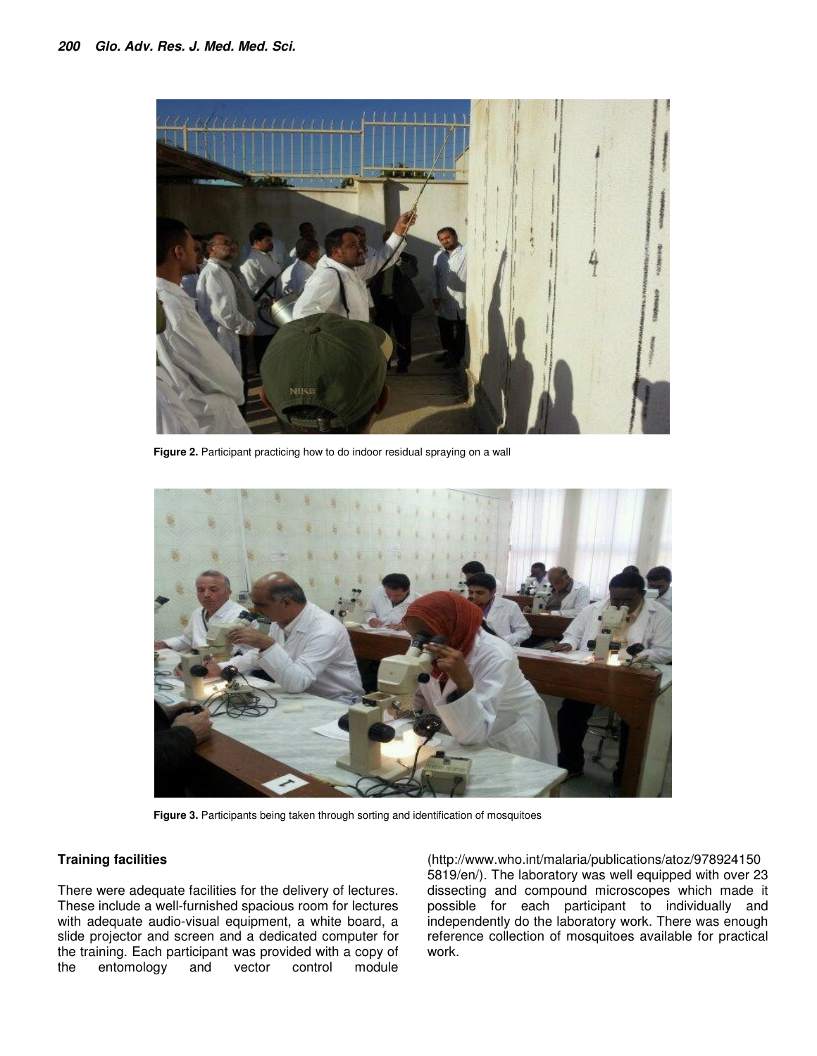Figure 2. Participant practicing how to do indoor residual spraying on a wall

Figure 3. Participants being taken through sorting and identification of mosquitoes

## Training facilities

There were adequate facilities for the delivery of lectures. These include a well-furnished spacious room for lectures with adequate audio-visual equipment, a white board, a slide projector and screen and a dedicated computer for the training. Each participant was provided with a copy of the entomology and vector control module (http://www.who.int/malaria/publications/atoz/9789241505819/en/). The laboratory was well equipped with over 23 dissecting and compound microscopes which made it possible for each participant to individually and independently do the laboratory work. There was enough reference collection of mosquitoes available for practical work.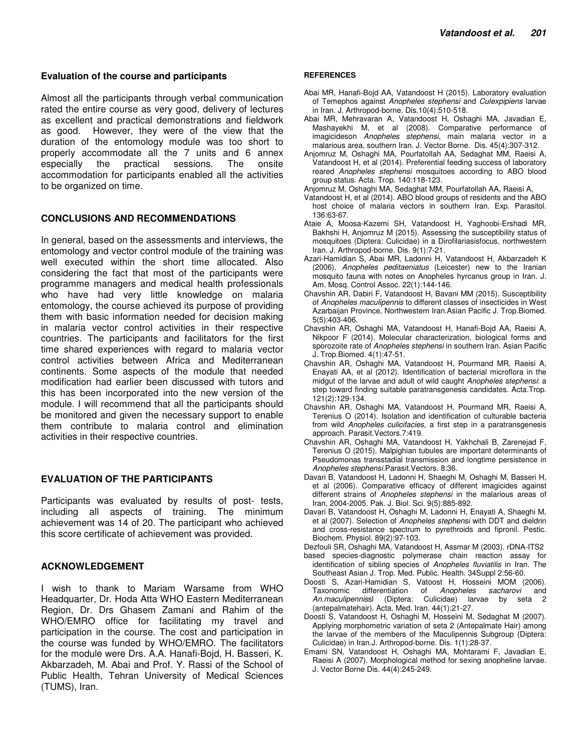### Evaluation of the course and participants

Almost all the participants through verbal communication rated the entire course as very good, delivery of lectures as excellent and practical demonstrations and fieldwork as good. However, they were of the view that the duration of the entomology module was too short to properly accommodate all the 7 units and 6 annex especially the practical sessions. The onsite accommodation for participants enabled all the activities to be organized on time.

## CONCLUSIONS AND RECOMMENDATIONS

In general, based on the assessments and interviews, the entomology and vector control module of the training was well executed within the short time allocated. Also considering the fact that most of the participants were programme managers and medical health professionals who have had very little knowledge on malaria entomology, the course achieved its purpose of providing them with basic information needed for decision making in malaria vector control activities in their respective countries. The participants and facilitators for the first time shared experiences with regard to malaria vector control activities between Africa and Mediterranean continents. Some aspects of the module that needed modification had earlier been discussed with tutors and this has been incorporated into the new version of the module. I will recommend that all the participants should be monitored and given the necessary support to enable them contribute to malaria control and elimination activities in their respective countries.

## EVALUATION OF THE PARTICIPANTS

Participants was evaluated by results of post- tests, including all aspects of training. The minimum achievement was 14 of 20. The participant who achieved this score certificate of achievement was provided.

## ACKNOWLEDGEMENT

I wish to thank to Mariam Warsame from WHO Headquarter, Dr. Hoda Atta WHO Eastern Mediterranean Region, Dr. Drs Ghasem Zamani and Rahim of the WHO/EMRO office for facilitating my travel and participation in the course. The cost and participation in the course was funded by WHO/EMRO. The facilitators for the module were Drs. A.A. Hanafi-Bojd, H. Basseri, K. Akbarzadeh, M. Abai and Prof. Y. Rassi of the School of Public Health, Tehran University of Medical Sciences (TUMS), Iran.

## REFERENCES

Abai MR, Hanafi-Bojd AA, Vatandoost H (2015). Laboratory evaluation of Temephos against *Anopheles stephensi* and *Culexpipiens* larvae in Iran. J. Arthropod-borne. Dis.10(4):510-518.

Abai MR, Mehravaran A, Vatandoost H, Oshaghi MA, Javadian E, Mashayekhi M, et al (2008). Comparative performance of imagicideson *Anopheles stephensi*, main malaria vector in a malarious area, southern Iran. J. Vector Borne. Dis. 45(4):307-312.

Anjomruz M, Oshaghi MA, Pourfatollah AA, Sedaghat MM, Raeisi A, Vatandoost H, et al (2014). Preferential feeding success of laboratory reared *Anopheles stephensi* mosquitoes according to ABO blood group status. Acta. Trop. 140:118-123.

Anjomruz M, Oshaghi MA, Sedaghat MM, Pourfatollah AA, Raeisi A, Vatandoost H, et al (2014). ABO blood groups of residents and the ABO host choice of malaria vectors in southern Iran. Exp. Parasitol. 136:63-67.

Ataie A, Moosa-Kazemi SH, Vatandoost H, Yaghoobi-Ershadi MR, Bakhshi H, Anjomruz M (2015). Assessing the susceptibility status of mosquitoes (Diptera: Culicidae) in a Dirofilariasisfocus, northwestern Iran. J. Arthropod-borne. Dis. 9(1):7-21.

Azari-Hamidian S, Abai MR, Ladonni H, Vatandoost H, Akbarzadeh K (2006). *Anopheles peditaeniatus* (Leicester) new to the Iranian mosquito fauna with notes on Anopheles hyrcanus group in Iran. J. Am. Mosq. Control Assoc. 22(1):144-146.

Chavshin AR, Dabiri F, Vatandoost H, Bavani MM (2015). Susceptibility of *Anopheles maculipennis* to different classes of insecticides in West Azarbaijan Province, Northwestern Iran.Asian Pacific J. Trop.Biomed. 5(5):403-406.

Chavshin AR, Oshaghi MA, Vatandoost H, Hanafi-Bojd AA, Raeisi A, Nikpoor F (2014). Molecular characterization, biological forms and sporozoite rate of *Anopheles stephensi* in southern Iran. Asian Pacific J. Trop.Biomed. 4(1):47-51.

Chavshin AR, Oshaghi MA, Vatandoost H, Pourmand MR, Raeisi A, Enayati AA, et al (2012). Identification of bacterial microflora in the midgut of the larvae and adult of wild caught *Anopheles stephensi*: a step toward finding suitable paratransgenesis candidates. Acta.Trop. 121(2):129-134.

Chavshin AR, Oshaghi MA, Vatandoost H, Pourmand MR, Raeisi A, Terenius O (2014). Isolation and identification of culturable bacteria from wild *Anopheles culicifacies*, a first step in a paratransgenesis approach. Parasit.Vectors.7:419.

Chavshin AR, Oshaghi MA, Vatandoost H, Yakhchali B, Zarenejad F, Terenius O (2015). Malpighian tubules are important determinants of Pseudomonas transstadial transmission and longtime persistence in *Anopheles stephensi*.Parasit.Vectors. 8:36.

Davari B, Vatandoost H, Ladonni H, Shaeghi M, Oshaghi M, Basseri H, et al (2006). Comparative efficacy of different imagicides against different strains of *Anopheles stephensi* in the malarious areas of Iran, 2004-2005. Pak. J. Biol. Sci. 9(5):885-892.

Davari B, Vatandoost H, Oshaghi M, Ladonni H, Enayati A, Shaeghi M, et al (2007). Selection of *Anopheles stephensi* with DDT and dieldrin and cross-resistance spectrum to pyrethroids and fipronil. Pestic. Biochem. Physiol. 89(2):97-103.

Dezfouli SR, Oshaghi MA, Vatandoost H, Assmar M (2003). rDNA-ITS2 based species-diagnostic polymerase chain reaction assay for identification of sibling species of *Anopheles fluviatilis* in Iran. The Southeast Asian J. Trop. Med. Public. Health. 34Suppl 2:56-60.

Doosti S, Azari-Hamidian S, Vatoost H, Hosseini MOM (2006). Taxonomic differentiation of *Anopheles sacharovi* and *An.maculipennis*sl (Diptera: Culicidae) larvae by seta 2 (antepalmatehair). Acta. Med. Iran. 44(1):21-27.

Doosti S, Vatandoost H, Oshaghi M, Hosseini M, Sedaghat M (2007). Applying morphometric variation of seta 2 (Antepalmate Hair) among the larvae of the members of the Maculipennis Subgroup (Diptera: Culicidae) in Iran.J. Arthropod-borne. Dis. 1(1):28-37.

Emami SN, Vatandoost H, Oshaghi MA, Mohtarami F, Javadian E, Raeisi A (2007). Morphological method for sexing anopheline larvae. J. Vector Borne Dis. 44(4):245-249.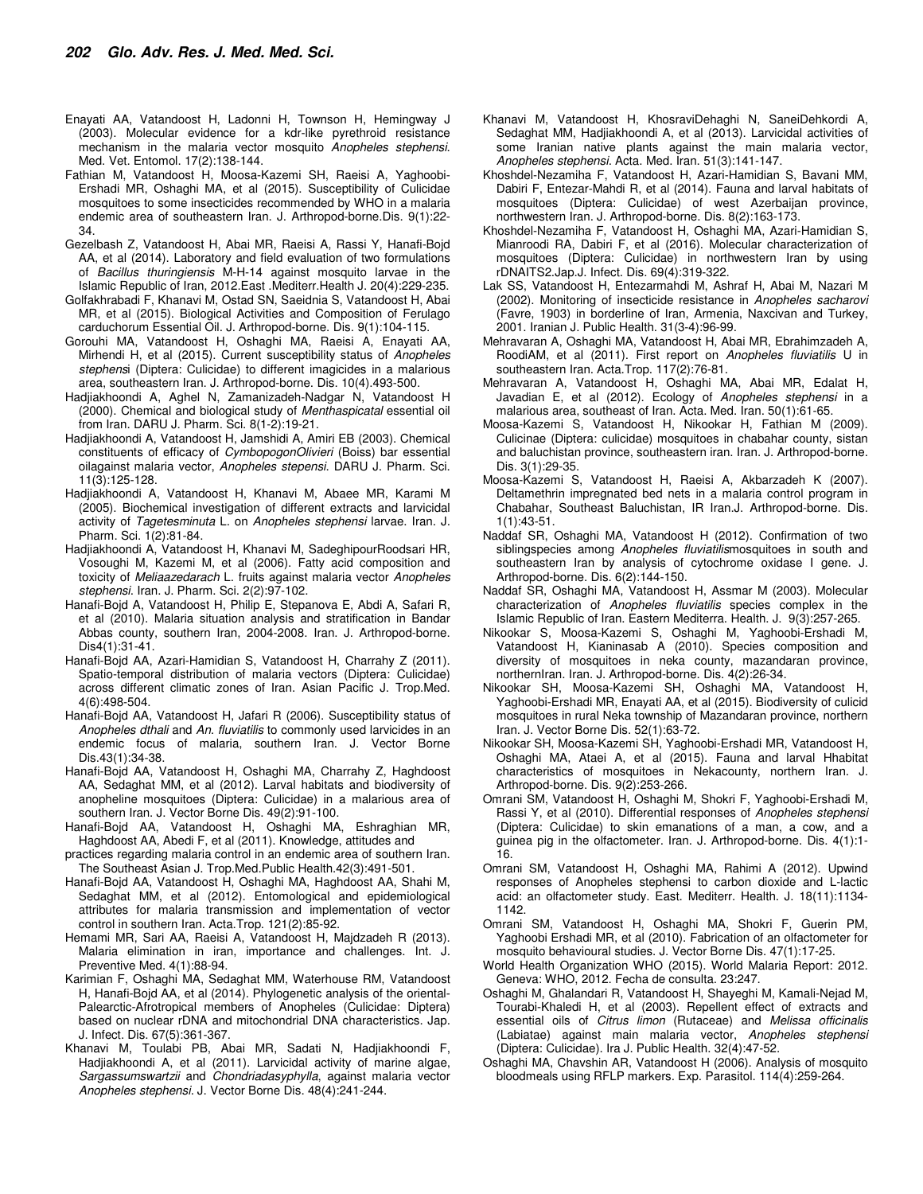Enayati AA, Vatandoost H, Ladonni H, Townson H, Hemingway J (2003). Molecular evidence for a kdr-like pyrethroid resistance mechanism in the malaria vector mosquito *Anopheles stephensi*. Med. Vet. Entomol. 17(2):138-144.

Fathian M, Vatandoost H, Moosa-Kazemi SH, Raeisi A, Yaghoobi-Ershadi MR, Oshaghi MA, et al (2015). Susceptibility of Culicidae mosquitoes to some insecticides recommended by WHO in a malaria endemic area of southeastern Iran. J. Arthropod-borne.Dis. 9(1):22-34.

Gezelbash Z, Vatandoost H, Abai MR, Raeisi A, Rassi Y, Hanafi-Bojd AA, et al (2014). Laboratory and field evaluation of two formulations of *Bacillus thuringiensis* M-H-14 against mosquito larvae in the Islamic Republic of Iran, 2012.East .Mediterr.Health J. 20(4):229-235.

Golfakhrabadi F, Khanavi M, Ostad SN, Saeidnia S, Vatandoost H, Abai MR, et al (2015). Biological Activities and Composition of Ferulago carduchorum Essential Oil. J. Arthropod-borne. Dis. 9(1):104-115.

Gorouhi MA, Vatandoost H, Oshaghi MA, Raeisi A, Enayati AA, Mirhendi H, et al (2015). Current susceptibility status of *Anopheles stephensi* (Diptera: Culicidae) to different imagicides in a malarious area, southeastern Iran. J. Arthropod-borne. Dis. 10(4).493-500.

Hadjiakhoondi A, Aghel N, Zamanizadeh-Nadgar N, Vatandoost H (2000). Chemical and biological study of *Menthaspicatal* essential oil from Iran. DARU J. Pharm. Sci. 8(1-2):19-21.

Hadjiakhoondi A, Vatandoost H, Jamshidi A, Amiri EB (2003). Chemical constituents of efficacy of *CymbopogonOlivieri* (Boiss) bar essential oilagainst malaria vector, *Anopheles stepensi*. DARU J. Pharm. Sci. 11(3):125-128.

Hadjiakhoondi A, Vatandoost H, Khanavi M, Abaee MR, Karami M (2005). Biochemical investigation of different extracts and larvicidal activity of *Tagetesminuta* L. on *Anopheles stephensi* larvae. Iran. J. Pharm. Sci. 1(2):81-84.

Hadjiakhoondi A, Vatandoost H, Khanavi M, SadeghipourRoodsari HR, Vosoughi M, Kazemi M, et al (2006). Fatty acid composition and toxicity of *Meliaazedarach* L. fruits against malaria vector *Anopheles stephensi*. Iran. J. Pharm. Sci. 2(2):97-102.

Hanafi-Bojd A, Vatandoost H, Philip E, Stepanova E, Abdi A, Safari R, et al (2010). Malaria situation analysis and stratification in Bandar Abbas county, southern Iran, 2004-2008. Iran. J. Arthropod-borne. Dis4(1):31-41.

Hanafi-Bojd AA, Azari-Hamidian S, Vatandoost H, Charrahy Z (2011). Spatio-temporal distribution of malaria vectors (Diptera: Culicidae) across different climatic zones of Iran. Asian Pacific J. Trop.Med. 4(6):498-504.

Hanafi-Bojd AA, Vatandoost H, Jafari R (2006). Susceptibility status of *Anopheles dthali* and *An. fluviatilis* to commonly used larvicides in an endemic focus of malaria, southern Iran. J. Vector Borne Dis.43(1):34-38.

Hanafi-Bojd AA, Vatandoost H, Oshaghi MA, Charrahy Z, Haghdoost AA, Sedaghat MM, et al (2012). Larval habitats and biodiversity of anopheline mosquitoes (Diptera: Culicidae) in a malarious area of southern Iran. J. Vector Borne Dis. 49(2):91-100.

Hanafi-Bojd AA, Vatandoost H, Oshaghi MA, Eshraghian MR, Haghdoost AA, Abedi F, et al (2011). Knowledge, attitudes and practices regarding malaria control in an endemic area of southern Iran. The Southeast Asian J. Trop.Med.Public Health.42(3):491-501.

Hanafi-Bojd AA, Vatandoost H, Oshaghi MA, Haghdoost AA, Shahi M, Sedaghat MM, et al (2012). Entomological and epidemiological attributes for malaria transmission and implementation of vector control in southern Iran. Acta.Trop. 121(2):85-92.

Hemami MR, Sari AA, Raeisi A, Vatandoost H, Majdzadeh R (2013). Malaria elimination in iran, importance and challenges. Int. J. Preventive Med. 4(1):88-94.

Karimian F, Oshaghi MA, Sedaghat MM, Waterhouse RM, Vatandoost H, Hanafi-Bojd AA, et al (2014). Phylogenetic analysis of the oriental-Palearctic-Afrotropical members of Anopheles (Culicidae: Diptera) based on nuclear rDNA and mitochondrial DNA characteristics. Jap. J. Infect. Dis. 67(5):361-367.

Khanavi M, Toulabi PB, Abai MR, Sadati N, Hadjiakhoondi F, Hadjiakhoondi A, et al (2011). Larvicidal activity of marine algae, *Sargassumswartzii* and *Chondriadasyphylla*, against malaria vector *Anopheles stephensi*. J. Vector Borne Dis. 48(4):241-244.

Khanavi M, Vatandoost H, KhosraviDehaghi N, SaneiDehkordi A, Sedaghat MM, Hadjiakhoondi A, et al (2013). Larvicidal activities of some Iranian native plants against the main malaria vector, *Anopheles stephensi*. Acta. Med. Iran. 51(3):141-147.

Khoshdel-Nezamiha F, Vatandoost H, Azari-Hamidian S, Bavani MM, Dabiri F, Entezar-Mahdi R, et al (2014). Fauna and larval habitats of mosquitoes (Diptera: Culicidae) of west Azerbaijan province, northwestern Iran. J. Arthropod-borne. Dis. 8(2):163-173.

Khoshdel-Nezamiha F, Vatandoost H, Oshaghi MA, Azari-Hamidian S, Mianroodi RA, Dabiri F, et al (2016). Molecular characterization of mosquitoes (Diptera: Culicidae) in northwestern Iran by using rDNAITS2.Jap.J. Infect. Dis. 69(4):319-322.

Lak SS, Vatandoost H, Entezarmahdi M, Ashraf H, Abai M, Nazari M (2002). Monitoring of insecticide resistance in *Anopheles sacharovi* (Favre, 1903) in borderline of Iran, Armenia, Naxcivan and Turkey, 2001. Iranian J. Public Health. 31(3-4):96-99.

Mehravaran A, Oshaghi MA, Vatandoost H, Abai MR, Ebrahimzadeh A, RoodiAM, et al (2011). First report on *Anopheles fluviatilis* U in southeastern Iran. Acta.Trop. 117(2):76-81.

Mehravaran A, Vatandoost H, Oshaghi MA, Abai MR, Edalat H, Javadian E, et al (2012). Ecology of *Anopheles stephensi* in a malarious area, southeast of Iran. Acta. Med. Iran. 50(1):61-65.

Moosa-Kazemi S, Vatandoost H, Nikookar H, Fathian M (2009). Culicinae (Diptera: culicidae) mosquitoes in chabahar county, sistan and baluchistan province, southeastern iran. Iran. J. Arthropod-borne. Dis. 3(1):29-35.

Moosa-Kazemi S, Vatandoost H, Raeisi A, Akbarzadeh K (2007). Deltamethrin impregnated bed nets in a malaria control program in Chabahar, Southeast Baluchistan, IR Iran.J. Arthropod-borne. Dis. 1(1):43-51.

Naddaf SR, Oshaghi MA, Vatandoost H (2012). Confirmation of two siblingspecies among *Anopheles fluviatilis*mosquitoes in south and southeastern Iran by analysis of cytochrome oxidase I gene. J. Arthropod-borne. Dis. 6(2):144-150.

Naddaf SR, Oshaghi MA, Vatandoost H, Assmar M (2003). Molecular characterization of *Anopheles fluviatilis* species complex in the Islamic Republic of Iran. Eastern Mediterra. Health. J. 9(3):257-265.

Nikookar S, Moosa-Kazemi S, Oshaghi M, Yaghoobi-Ershadi M, Vatandoost H, Kianinasab A (2010). Species composition and diversity of mosquitoes in neka county, mazandaran province, northernIran. Iran. J. Arthropod-borne. Dis. 4(2):26-34.

Nikookar SH, Moosa-Kazemi SH, Oshaghi MA, Vatandoost H, Yaghoobi-Ershadi MR, Enayati AA, et al (2015). Biodiversity of culicid mosquitoes in rural Neka township of Mazandaran province, northern Iran. J. Vector Borne Dis. 52(1):63-72.

Nikookar SH, Moosa-Kazemi SH, Yaghoobi-Ershadi MR, Vatandoost H, Oshaghi MA, Ataei A, et al (2015). Fauna and larval Hhabitat characteristics of mosquitoes in Nekacounty, northern Iran. J. Arthropod-borne. Dis. 9(2):253-266.

Omrani SM, Vatandoost H, Oshaghi M, Shokri F, Yaghoobi-Ershadi M, Rassi Y, et al (2010). Differential responses of *Anopheles stephensi* (Diptera: Culicidae) to skin emanations of a man, a cow, and a guinea pig in the olfactometer. Iran. J. Arthropod-borne. Dis. 4(1):1-16.

Omrani SM, Vatandoost H, Oshaghi MA, Rahimi A (2012). Upwind responses of Anopheles stephensi to carbon dioxide and L-lactic acid: an olfactometer study. East. Mediterr. Health. J. 18(11):1134-1142.

Omrani SM, Vatandoost H, Oshaghi MA, Shokri F, Guerin PM, Yaghoobi Ershadi MR, et al (2010). Fabrication of an olfactometer for mosquito behavioural studies. J. Vector Borne Dis. 47(1):17-25.

World Health Organization WHO (2015). World Malaria Report: 2012. Geneva: WHO, 2012. Fecha de consulta. 23:247.

Oshaghi M, Ghalandari R, Vatandoost H, Shayeghi M, Kamali-Nejad M, Tourabi-Khaledi H, et al (2003). Repellent effect of extracts and essential oils of *Citrus limon* (Rutaceae) and *Melissa officinalis* (Labiatae) against main malaria vector, *Anopheles stephensi* (Diptera: Culicidae). Ira J. Public Health. 32(4):47-52.

Oshaghi MA, Chavshin AR, Vatandoost H (2006). Analysis of mosquito bloodmeals using RFLP markers. Exp. Parasitol. 114(4):259-264.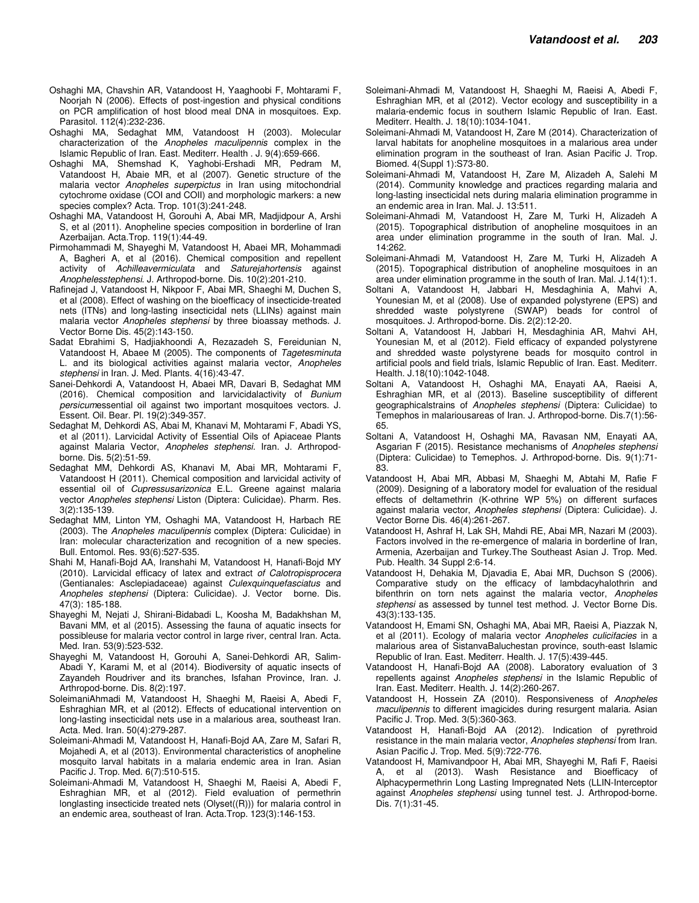Oshaghi MA, Chavshin AR, Vatandoost H, Yaaghoobi F, Mohtarami F, Noorjah N (2006). Effects of post-ingestion and physical conditions on PCR amplification of host blood meal DNA in mosquitoes. Exp. Parasitol. 112(4):232-236.

Oshaghi MA, Sedaghat MM, Vatandoost H (2003). Molecular characterization of the *Anopheles maculipennis* complex in the Islamic Republic of Iran. East. Mediterr. Health . J. 9(4):659-666.

Oshaghi MA, Shemshad K, Yaghobi-Ershadi MR, Pedram M, Vatandoost H, Abaie MR, et al (2007). Genetic structure of the malaria vector *Anopheles superpictus* in Iran using mitochondrial cytochrome oxidase (COI and COII) and morphologic markers: a new species complex? Acta. Trop. 101(3):241-248.

Oshaghi MA, Vatandoost H, Gorouhi A, Abai MR, Madjidpour A, Arshi S, et al (2011). Anopheline species composition in borderline of Iran Azerbaijan. Acta.Trop. 119(1):44-49.

Pirmohammadi M, Shayeghi M, Vatandoost H, Abaei MR, Mohammadi A, Bagheri A, et al (2016). Chemical composition and repellent activity of *Achilleavermiculata* and *Saturejahortensis* against *Anophelesstephensi*. J. Arthropod-borne. Dis. 10(2):201-210.

Rafinejad J, Vatandoost H, Nikpoor F, Abai MR, Shaeghi M, Duchen S, et al (2008). Effect of washing on the bioefficacy of insecticide-treated nets (ITNs) and long-lasting insecticidal nets (LLINs) against main malaria vector *Anopheles stephensi* by three bioassay methods. J. Vector Borne Dis. 45(2):143-150.

Sadat Ebrahimi S, Hadjiakhoondi A, Rezazadeh S, Fereidunian N, Vatandoost H, Abaee M (2005). The components of *Tagetesminuta* L. and its biological activities against malaria vector, *Anopheles stephensi* in Iran. J. Med. Plants. 4(16):43-47.

Sanei-Dehkordi A, Vatandoost H, Abaei MR, Davari B, Sedaghat MM (2016). Chemical composition and larvicidalactivity of *Bunium persicum*essential oil against two important mosquitoes vectors. J. Essent. Oil. Bear. Pl. 19(2):349-357.

Sedaghat M, Dehkordi AS, Abai M, Khanavi M, Mohtarami F, Abadi YS, et al (2011). Larvicidal Activity of Essential Oils of Apiaceae Plants against Malaria Vector, *Anopheles stephensi*. Iran. J. Arthropod-borne. Dis. 5(2):51-59.

Sedaghat MM, Dehkordi AS, Khanavi M, Abai MR, Mohtarami F, Vatandoost H (2011). Chemical composition and larvicidal activity of essential oil of *Cupressusarizonica* E.L. Greene against malaria vector *Anopheles stephensi* Liston (Diptera: Culicidae). Pharm. Res. 3(2):135-139.

Sedaghat MM, Linton YM, Oshaghi MA, Vatandoost H, Harbach RE (2003). The *Anopheles maculipennis* complex (Diptera: Culicidae) in Iran: molecular characterization and recognition of a new species. Bull. Entomol. Res. 93(6):527-535.

Shahi M, Hanafi-Bojd AA, Iranshahi M, Vatandoost H, Hanafi-Bojd MY (2010). Larvicidal efficacy of latex and extract *of Calotropisprocera* (Gentianales: Asclepiadaceae) against *Culexquinquefasciatus* and *Anopheles stephensi* (Diptera: Culicidae). J. Vector borne. Dis. 47(3): 185-188.

Shayeghi M, Nejati J, Shirani-Bidabadi L, Koosha M, Badakhshan M, Bavani MM, et al (2015). Assessing the fauna of aquatic insects for possibleuse for malaria vector control in large river, central Iran. Acta. Med. Iran. 53(9):523-532.

Shayeghi M, Vatandoost H, Gorouhi A, Sanei-Dehkordi AR, Salim-Abadi Y, Karami M, et al (2014). Biodiversity of aquatic insects of Zayandeh Roudriver and its branches, Isfahan Province, Iran. J. Arthropod-borne. Dis. 8(2):197.

SoleimaniAhmadi M, Vatandoost H, Shaeghi M, Raeisi A, Abedi F, Eshraghian MR, et al (2012). Effects of educational intervention on long-lasting insecticidal nets use in a malarious area, southeast Iran. Acta. Med. Iran. 50(4):279-287.

Soleimani-Ahmadi M, Vatandoost H, Hanafi-Bojd AA, Zare M, Safari R, Mojahedi A, et al (2013). Environmental characteristics of anopheline mosquito larval habitats in a malaria endemic area in Iran. Asian Pacific J. Trop. Med. 6(7):510-515.

Soleimani-Ahmadi M, Vatandoost H, Shaeghi M, Raeisi A, Abedi F, Eshraghian MR, et al (2012). Field evaluation of permethrin longlasting insecticide treated nets (Olyset((R))) for malaria control in an endemic area, southeast of Iran. Acta.Trop. 123(3):146-153.

Soleimani-Ahmadi M, Vatandoost H, Shaeghi M, Raeisi A, Abedi F, Eshraghian MR, et al (2012). Vector ecology and susceptibility in a malaria-endemic focus in southern Islamic Republic of Iran. East. Mediterr. Health. J. 18(10):1034-1041.

Soleimani-Ahmadi M, Vatandoost H, Zare M (2014). Characterization of larval habitats for anopheline mosquitoes in a malarious area under elimination program in the southeast of Iran. Asian Pacific J. Trop. Biomed. 4(Suppl 1):S73-80.

Soleimani-Ahmadi M, Vatandoost H, Zare M, Alizadeh A, Salehi M (2014). Community knowledge and practices regarding malaria and long-lasting insecticidal nets during malaria elimination programme in an endemic area in Iran. Mal. J. 13:511.

Soleimani-Ahmadi M, Vatandoost H, Zare M, Turki H, Alizadeh A (2015). Topographical distribution of anopheline mosquitoes in an area under elimination programme in the south of Iran. Mal. J. 14:262.

Soleimani-Ahmadi M, Vatandoost H, Zare M, Turki H, Alizadeh A (2015). Topographical distribution of anopheline mosquitoes in an area under elimination programme in the south of Iran. Mal. J.14(1):1.

Soltani A, Vatandoost H, Jabbari H, Mesdaghinia A, Mahvi A, Younesian M, et al (2008). Use of expanded polystyrene (EPS) and shredded waste polystyrene (SWAP) beads for control of mosquitoes. J. Arthropod-borne. Dis. 2(2):12-20.

Soltani A, Vatandoost H, Jabbari H, Mesdaghinia AR, Mahvi AH, Younesian M, et al (2012). Field efficacy of expanded polystyrene and shredded waste polystyrene beads for mosquito control in artificial pools and field trials, Islamic Republic of Iran. East. Mediterr. Health. J.18(10):1042-1048.

Soltani A, Vatandoost H, Oshaghi MA, Enayati AA, Raeisi A, Eshraghian MR, et al (2013). Baseline susceptibility of different geographicalstrains of *Anopheles stephensi* (Diptera: Culicidae) to Temephos in malariousareas of Iran. J. Arthropod-borne. Dis.7(1):56-65.

Soltani A, Vatandoost H, Oshaghi MA, Ravasan NM, Enayati AA, Asgarian F (2015). Resistance mechanisms of *Anopheles stephensi* (Diptera: Culicidae) to Temephos. J. Arthropod-borne. Dis. 9(1):71-83.

Vatandoost H, Abai MR, Abbasi M, Shaeghi M, Abtahi M, Rafie F (2009). Designing of a laboratory model for evaluation of the residual effects of deltamethrin (K-othrine WP 5%) on different surfaces against malaria vector, *Anopheles stephensi* (Diptera: Culicidae). J. Vector Borne Dis. 46(4):261-267.

Vatandoost H, Ashraf H, Lak SH, Mahdi RE, Abai MR, Nazari M (2003). Factors involved in the re-emergence of malaria in borderline of Iran, Armenia, Azerbaijan and Turkey.The Southeast Asian J. Trop. Med. Pub. Health. 34 Suppl 2:6-14.

Vatandoost H, Dehakia M, Djavadia E, Abai MR, Duchson S (2006). Comparative study on the efficacy of lambdacyhalothrin and bifenthrin on torn nets against the malaria vector, *Anopheles stephensi* as assessed by tunnel test method. J. Vector Borne Dis. 43(3):133-135.

Vatandoost H, Emami SN, Oshaghi MA, Abai MR, Raeisi A, Piazzak N, et al (2011). Ecology of malaria vector *Anopheles culicifacies* in a malarious area of SistanvaBaluchestan province, south-east Islamic Republic of Iran. East. Mediterr. Health. J. 17(5):439-445.

Vatandoost H, Hanafi-Bojd AA (2008). Laboratory evaluation of 3 repellents against *Anopheles stephensi* in the Islamic Republic of Iran. East. Mediterr. Health. J. 14(2):260-267.

Vatandoost H, Hossein ZA (2010). Responsiveness of *Anopheles maculipennis* to different imagicides during resurgent malaria. Asian Pacific J. Trop. Med. 3(5):360-363.

Vatandoost H, Hanafi-Bojd AA (2012). Indication of pyrethroid resistance in the main malaria vector, *Anopheles stephensi* from Iran. Asian Pacific J. Trop. Med. 5(9):722-776.

Vatandoost H, Mamivandpoor H, Abai MR, Shayeghi M, Rafi F, Raeisi A, et al (2013). Wash Resistance and Bioefficacy of Alphacypermethrin Long Lasting Impregnated Nets (LLIN-Interceptor against *Anopheles stephensi* using tunnel test. J. Arthropod-borne. Dis. 7(1):31-45.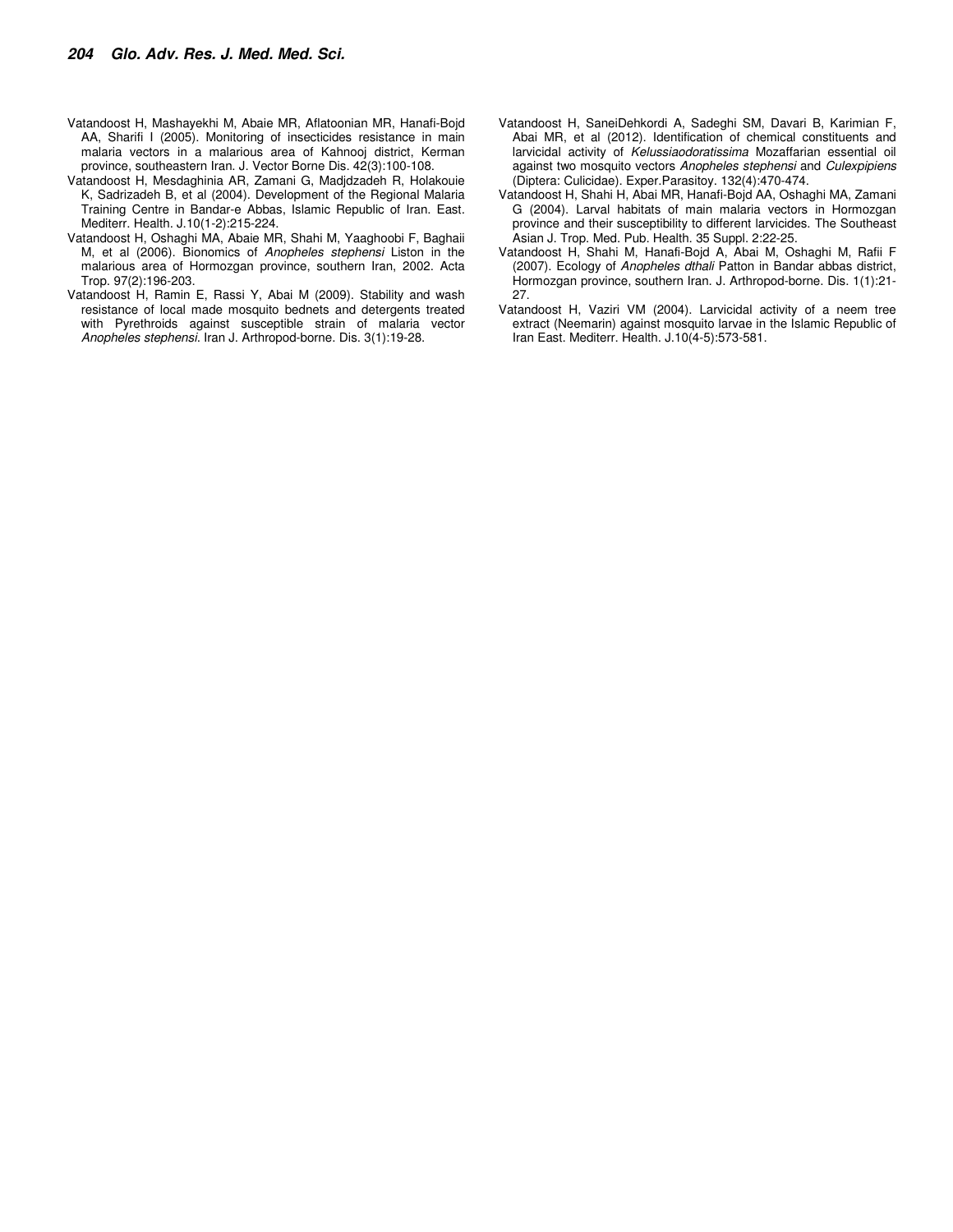Vatandoost H, Mashayekhi M, Abaie MR, Aflatoonian MR, Hanafi-Bojd AA, Sharifi I (2005). Monitoring of insecticides resistance in main malaria vectors in a malarious area of Kahnooj district, Kerman province, southeastern Iran. J. Vector Borne Dis. 42(3):100-108.

Vatandoost H, Mesdaghinia AR, Zamani G, Madjdzadeh R, Holakouie K, Sadrizadeh B, et al (2004). Development of the Regional Malaria Training Centre in Bandar-e Abbas, Islamic Republic of Iran. East. Mediterr. Health. J.10(1-2):215-224.

Vatandoost H, Oshaghi MA, Abaie MR, Shahi M, Yaaghoobi F, Baghaii M, et al (2006). Bionomics of *Anopheles stephensi* Liston in the malarious area of Hormozgan province, southern Iran, 2002. Acta Trop. 97(2):196-203.

Vatandoost H, Ramin E, Rassi Y, Abai M (2009). Stability and wash resistance of local made mosquito bednets and detergents treated with Pyrethroids against susceptible strain of malaria vector *Anopheles stephensi*. Iran J. Arthropod-borne. Dis. 3(1):19-28.

Vatandoost H, SaneiDehkordi A, Sadeghi SM, Davari B, Karimian F, Abai MR, et al (2012). Identification of chemical constituents and larvicidal activity of *Kelussiaodoratissima* Mozaffarian essential oil against two mosquito vectors *Anopheles stephensi* and *Culexpipiens* (Diptera: Culicidae). Exper.Parasitoy. 132(4):470-474.

Vatandoost H, Shahi H, Abai MR, Hanafi-Bojd AA, Oshaghi MA, Zamani G (2004). Larval habitats of main malaria vectors in Hormozgan province and their susceptibility to different larvicides. The Southeast Asian J. Trop. Med. Pub. Health. 35 Suppl. 2:22-25.

Vatandoost H, Shahi M, Hanafi-Bojd A, Abai M, Oshaghi M, Rafii F (2007). Ecology of *Anopheles dthali* Patton in Bandar abbas district, Hormozgan province, southern Iran. J. Arthropod-borne. Dis. 1(1):21-27.

Vatandoost H, Vaziri VM (2004). Larvicidal activity of a neem tree extract (Neemarin) against mosquito larvae in the Islamic Republic of Iran East. Mediterr. Health. J.10(4-5):573-581.